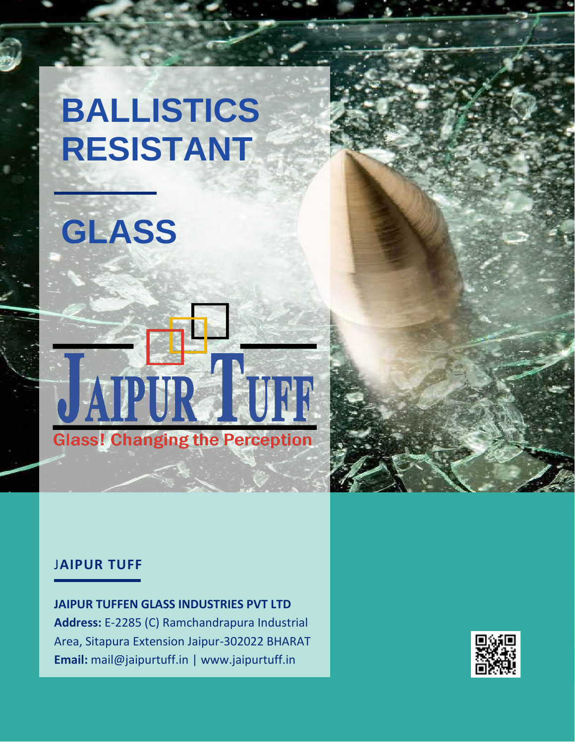# BALLISTICS RESISTANT

# GLASS

JAIPUR TUFF

Glass! Changing the Perception

## JAIPUR TUFF

**JAIPUR TUFFEN GLASS INDUSTRIES PVT LTD**

**Address:** E-2285 (C) Ramchandrapura Industrial Area, Sitapura Extension Jaipur-302022 BHARAT

**Email:** mail@jaipurtuff.in | www.jaipurtuff.in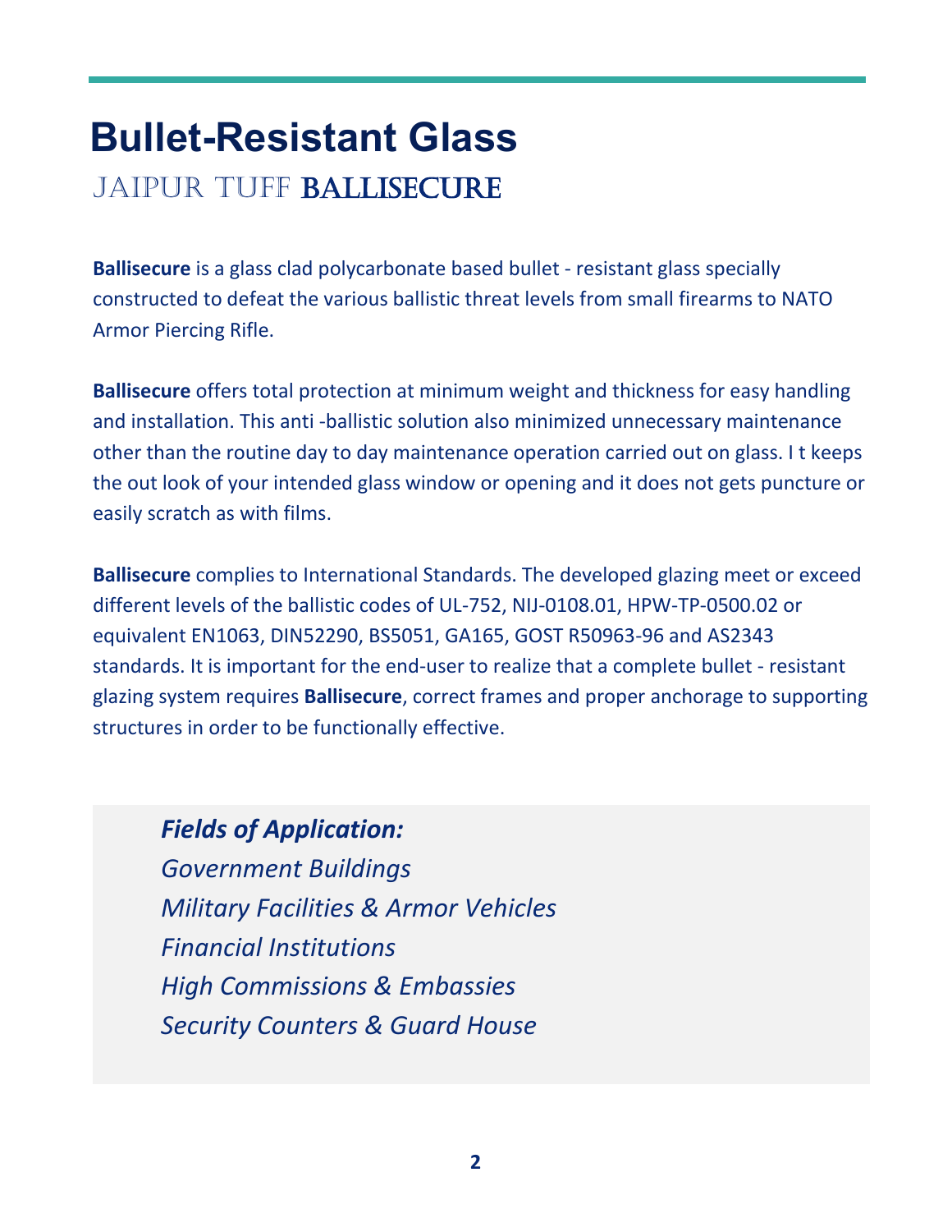# Bullet-Resistant Glass

## JAIPUR TUFF BALLISECURE

**Ballisecure** is a glass clad polycarbonate based bullet - resistant glass specially constructed to defeat the various ballistic threat levels from small firearms to NATO Armor Piercing Rifle.

**Ballisecure** offers total protection at minimum weight and thickness for easy handling and installation. This anti -ballistic solution also minimized unnecessary maintenance other than the routine day to day maintenance operation carried out on glass. I t keeps the out look of your intended glass window or opening and it does not gets puncture or easily scratch as with films.

**Ballisecure** complies to International Standards. The developed glazing meet or exceed different levels of the ballistic codes of UL-752, NIJ-0108.01, HPW-TP-0500.02 or equivalent EN1063, DIN52290, BS5051, GA165, GOST R50963-96 and AS2343 standards. It is important for the end-user to realize that a complete bullet - resistant glazing system requires **Ballisecure**, correct frames and proper anchorage to supporting structures in order to be functionally effective.

***Fields of Application:***

*Government Buildings*
*Military Facilities & Armor Vehicles*
*Financial Institutions*
*High Commissions & Embassies*
*Security Counters & Guard House*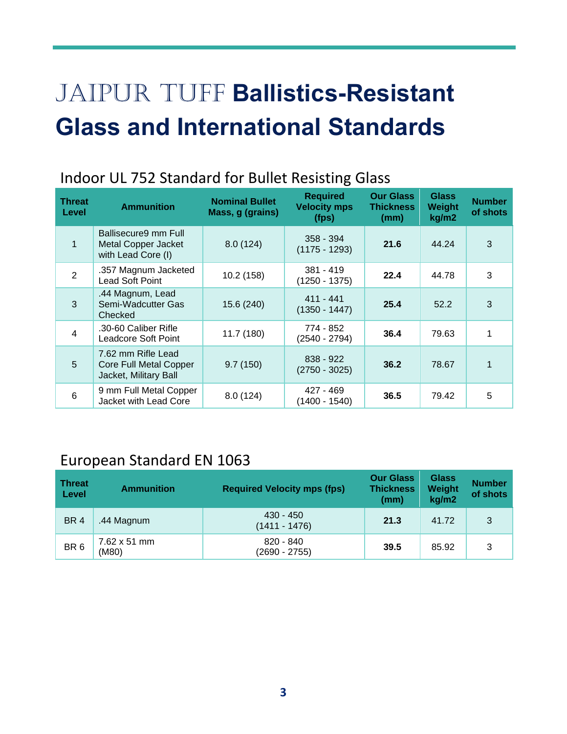# JAIPUR TUFF **Ballistics-Resistant Glass and International Standards**

## Indoor UL 752 Standard for Bullet Resisting Glass

| Threat Level | Ammunition | Nominal Bullet Mass, g (grains) | Required Velocity mps (fps) | Our Glass Thickness (mm) | Glass Weight kg/m2 | Number of shots |
|---|---|---|---|---|---|---|
| 1 | Ballisecure9 mm Full Metal Copper Jacket with Lead Core (I) | 8.0 (124) | 358 - 394 (1175 - 1293) | **21.6** | 44.24 | 3 |
| 2 | .357 Magnum Jacketed Lead Soft Point | 10.2 (158) | 381 - 419 (1250 - 1375) | **22.4** | 44.78 | 3 |
| 3 | .44 Magnum, Lead Semi-Wadcutter Gas Checked | 15.6 (240) | 411 - 441 (1350 - 1447) | **25.4** | 52.2 | 3 |
| 4 | .30-60 Caliber Rifle Leadcore Soft Point | 11.7 (180) | 774 - 852 (2540 - 2794) | **36.4** | 79.63 | 1 |
| 5 | 7.62 mm Rifle Lead Core Full Metal Copper Jacket, Military Ball | 9.7 (150) | 838 - 922 (2750 - 3025) | **36.2** | 78.67 | 1 |
| 6 | 9 mm Full Metal Copper Jacket with Lead Core | 8.0 (124) | 427 - 469 (1400 - 1540) | **36.5** | 79.42 | 5 |

## European Standard EN 1063

| Threat Level | Ammunition | Required Velocity mps (fps) | Our Glass Thickness (mm) | Glass Weight kg/m2 | Number of shots |
|---|---|---|---|---|---|
| BR 4 | .44 Magnum | 430 - 450 (1411 - 1476) | **21.3** | 41.72 | 3 |
| BR 6 | 7.62 x 51 mm (M80) | 820 - 840 (2690 - 2755) | **39.5** | 85.92 | 3 |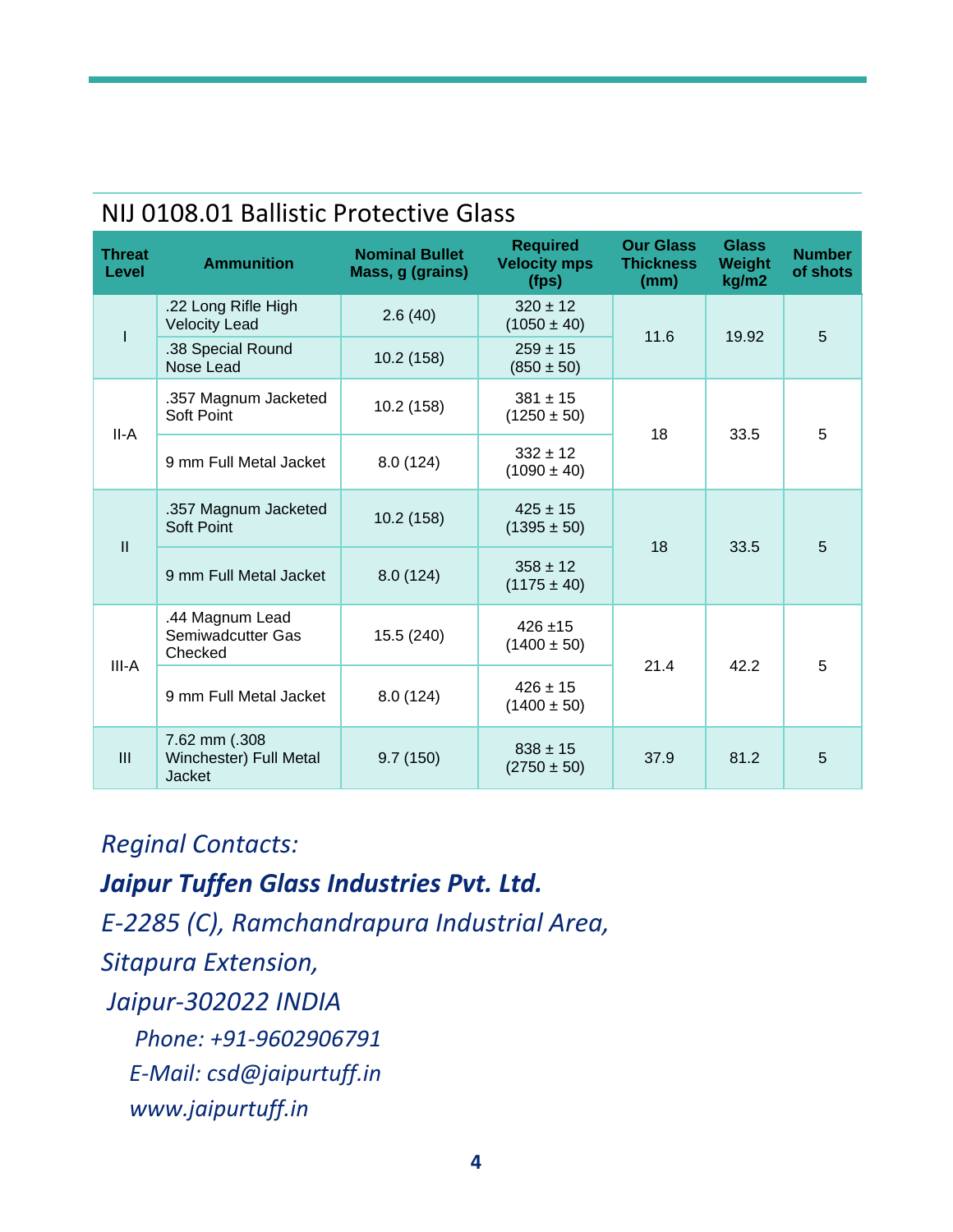## NIJ 0108.01 Ballistic Protective Glass

| Threat Level | Ammunition | Nominal Bullet Mass, g (grains) | Required Velocity mps (fps) | Our Glass Thickness (mm) | Glass Weight kg/m2 | Number of shots |
|---|---|---|---|---|---|---|
| I | .22 Long Rifle High Velocity Lead | 2.6 (40) | 320 ± 12 (1050 ± 40) | 11.6 | 19.92 | 5 |
| | .38 Special Round Nose Lead | 10.2 (158) | 259 ± 15 (850 ± 50) | | | |
| II-A | .357 Magnum Jacketed Soft Point | 10.2 (158) | 381 ± 15 (1250 ± 50) | 18 | 33.5 | 5 |
| | 9 mm Full Metal Jacket | 8.0 (124) | 332 ± 12 (1090 ± 40) | | | |
| II | .357 Magnum Jacketed Soft Point | 10.2 (158) | 425 ± 15 (1395 ± 50) | 18 | 33.5 | 5 |
| | 9 mm Full Metal Jacket | 8.0 (124) | 358 ± 12 (1175 ± 40) | | | |
| III-A | .44 Magnum Lead Semiwadcutter Gas Checked | 15.5 (240) | 426 ±15 (1400 ± 50) | 21.4 | 42.2 | 5 |
| | 9 mm Full Metal Jacket | 8.0 (124) | 426 ± 15 (1400 ± 50) | | | |
| III | 7.62 mm (.308 Winchester) Full Metal Jacket | 9.7 (150) | 838 ± 15 (2750 ± 50) | 37.9 | 81.2 | 5 |

*Reginal Contacts:*

***Jaipur Tuffen Glass Industries Pvt. Ltd.***

*E-2285 (C), Ramchandrapura Industrial Area,*

*Sitapura Extension,*

*Jaipur-302022 INDIA*

*Phone: +91-9602906791*

*E-Mail: csd@jaipurtuff.in*

*www.jaipurtuff.in*